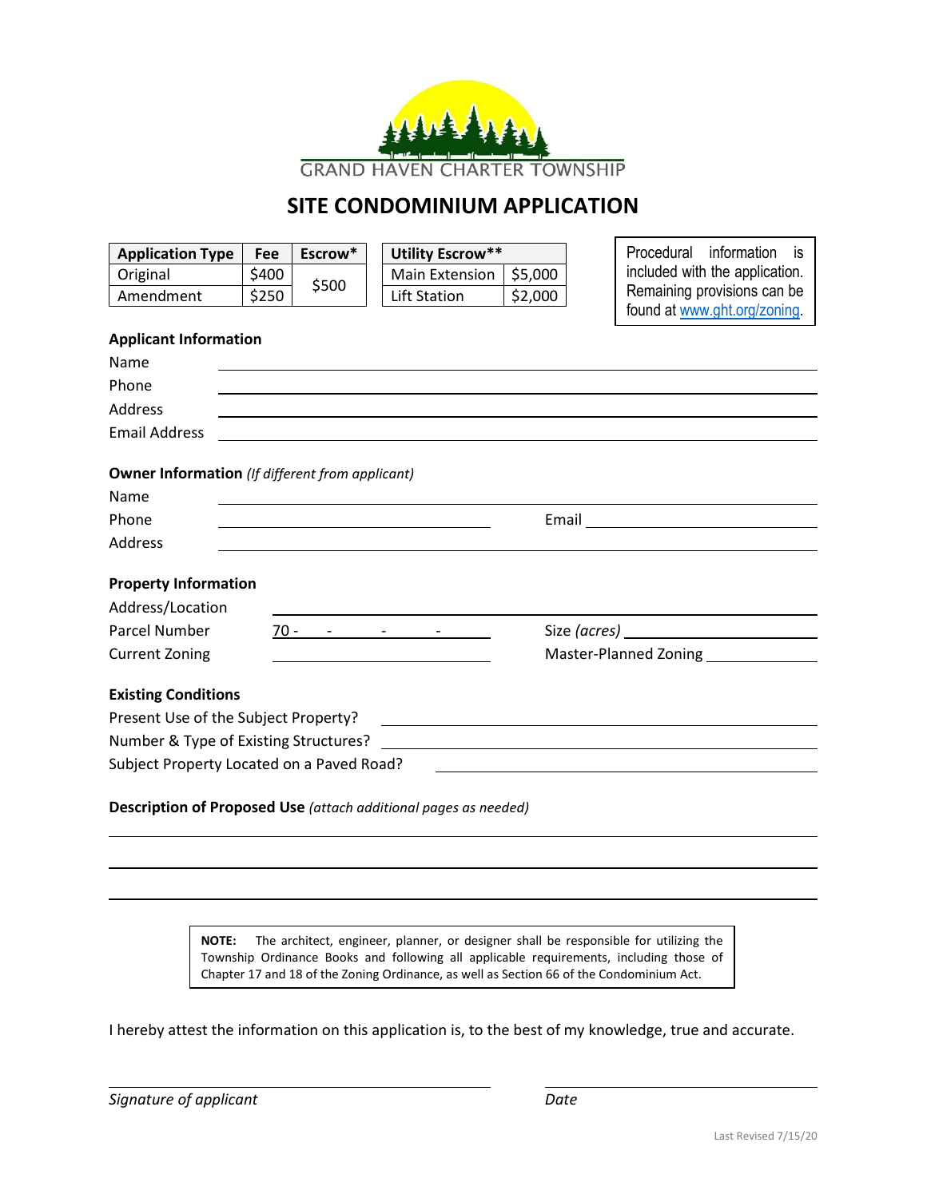GRAND HAVEN CHARTER TOWNSHIP

# SITE CONDOMINIUM APPLICATION

| Application Type | Fee | Escrow* |
|---|---|---|
| Original | $400 | $500 |
| Amendment | $250 | |

| Utility Escrow** | |
|---|---|
| Main Extension | $5,000 |
| Lift Station | $2,000 |

Procedural information is included with the application. Remaining provisions can be found at www.ght.org/zoning.

**Applicant Information**

Name ______________________________

Phone ______________________________

Address ______________________________

Email Address ______________________________

**Owner Information** *(If different from applicant)*

Name ______________________________

Phone ______________________________ Email ______________________________

Address ______________________________

**Property Information**

Address/Location ______________________________

Parcel Number 70 - ___ - ___ - ___ - ___ Size *(acres)* ______________________________

Current Zoning ______________________________ Master-Planned Zoning ______________________________

**Existing Conditions**

Present Use of the Subject Property? ______________________________

Number & Type of Existing Structures? ______________________________

Subject Property Located on a Paved Road? ______________________________

**Description of Proposed Use** *(attach additional pages as needed)*

______________________________

______________________________

______________________________

**NOTE:** The architect, engineer, planner, or designer shall be responsible for utilizing the Township Ordinance Books and following all applicable requirements, including those of Chapter 17 and 18 of the Zoning Ordinance, as well as Section 66 of the Condominium Act.

I hereby attest the information on this application is, to the best of my knowledge, true and accurate.

______________________________ ______________________________

*Signature of applicant* *Date*

Last Revised 7/15/20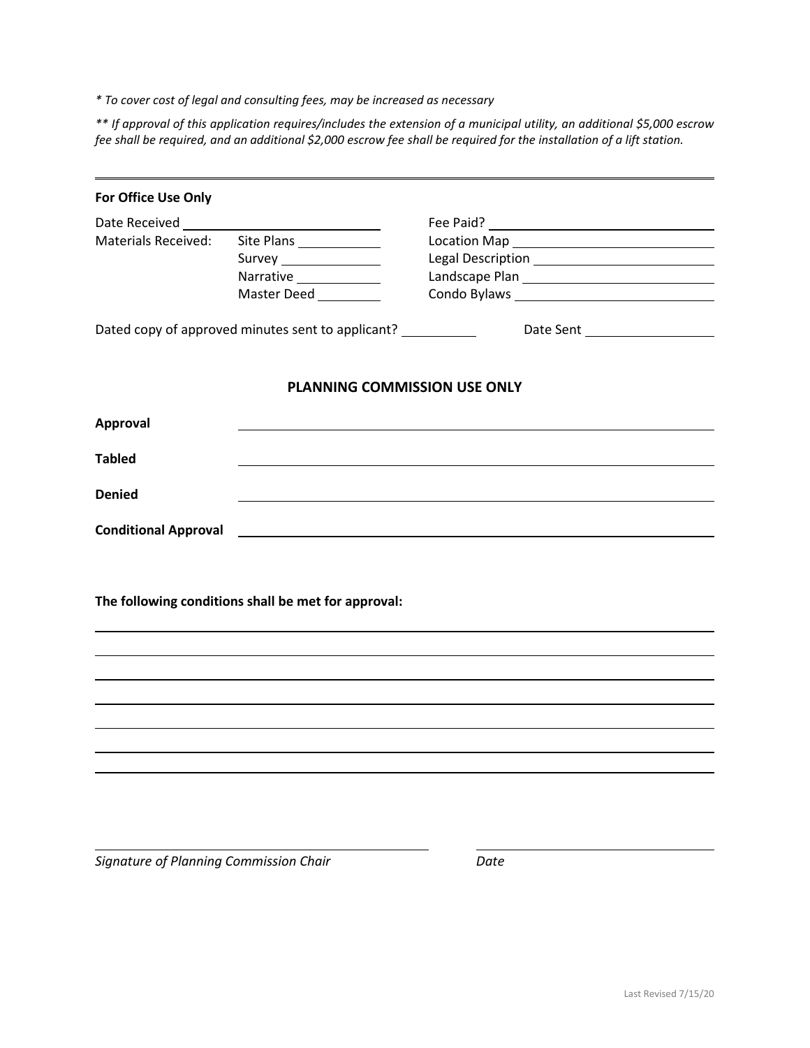*\* To cover cost of legal and consulting fees, may be increased as necessary*

*\*\* If approval of this application requires/includes the extension of a municipal utility, an additional $5,000 escrow fee shall be required, and an additional $2,000 escrow fee shall be required for the installation of a lift station.*

---

**For Office Use Only**

Date Received ____________________ Fee Paid? ____________________

Materials Received: Site Plans __________ Location Map ____________________

Survey __________ Legal Description ____________________

Narrative __________ Landscape Plan ____________________

Master Deed __________ Condo Bylaws ____________________

Dated copy of approved minutes sent to applicant? __________ Date Sent ______________

**PLANNING COMMISSION USE ONLY**

**Approval** ______________________________________________

**Tabled** ______________________________________________

**Denied** ______________________________________________

**Conditional Approval** ______________________________________________

**The following conditions shall be met for approval:**

______________________________________________

______________________________________________

______________________________________________

______________________________________________

______________________________________________

______________________________________________

______________________________________________

______________________________ ______________________________

*Signature of Planning Commission Chair* *Date*

Last Revised 7/15/20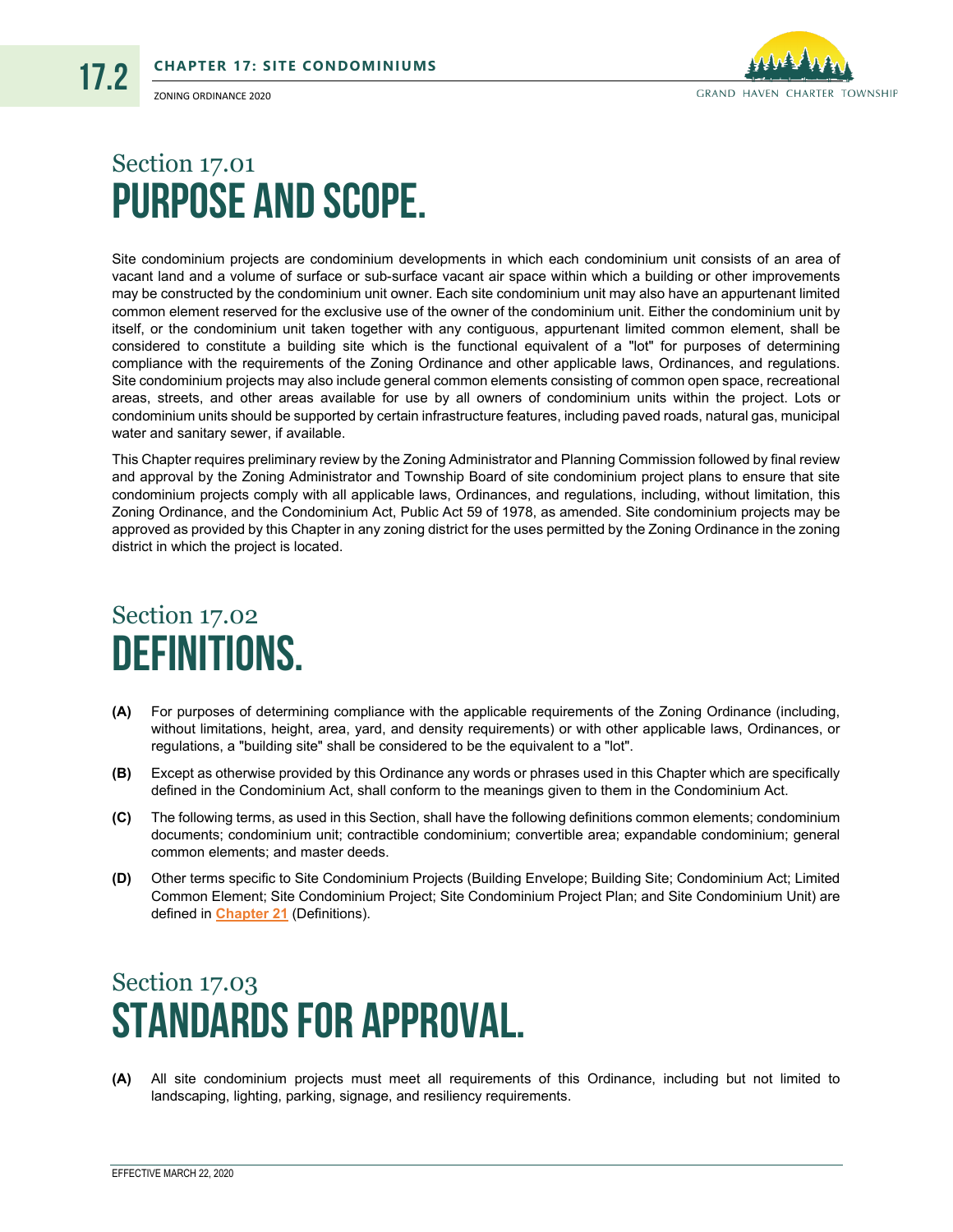# Section 17.01
# PURPOSE AND SCOPE.

Site condominium projects are condominium developments in which each condominium unit consists of an area of vacant land and a volume of surface or sub-surface vacant air space within which a building or other improvements may be constructed by the condominium unit owner. Each site condominium unit may also have an appurtenant limited common element reserved for the exclusive use of the owner of the condominium unit. Either the condominium unit by itself, or the condominium unit taken together with any contiguous, appurtenant limited common element, shall be considered to constitute a building site which is the functional equivalent of a "lot" for purposes of determining compliance with the requirements of the Zoning Ordinance and other applicable laws, Ordinances, and regulations. Site condominium projects may also include general common elements consisting of common open space, recreational areas, streets, and other areas available for use by all owners of condominium units within the project. Lots or condominium units should be supported by certain infrastructure features, including paved roads, natural gas, municipal water and sanitary sewer, if available.

This Chapter requires preliminary review by the Zoning Administrator and Planning Commission followed by final review and approval by the Zoning Administrator and Township Board of site condominium project plans to ensure that site condominium projects comply with all applicable laws, Ordinances, and regulations, including, without limitation, this Zoning Ordinance, and the Condominium Act, Public Act 59 of 1978, as amended. Site condominium projects may be approved as provided by this Chapter in any zoning district for the uses permitted by the Zoning Ordinance in the zoning district in which the project is located.

# Section 17.02
# DEFINITIONS.

**(A)** For purposes of determining compliance with the applicable requirements of the Zoning Ordinance (including, without limitations, height, area, yard, and density requirements) or with other applicable laws, Ordinances, or regulations, a "building site" shall be considered to be the equivalent to a "lot".

**(B)** Except as otherwise provided by this Ordinance any words or phrases used in this Chapter which are specifically defined in the Condominium Act, shall conform to the meanings given to them in the Condominium Act.

**(C)** The following terms, as used in this Section, shall have the following definitions common elements; condominium documents; condominium unit; contractible condominium; convertible area; expandable condominium; general common elements; and master deeds.

**(D)** Other terms specific to Site Condominium Projects (Building Envelope; Building Site; Condominium Act; Limited Common Element; Site Condominium Project; Site Condominium Project Plan; and Site Condominium Unit) are defined in **Chapter 21** (Definitions).

# Section 17.03
# STANDARDS FOR APPROVAL.

**(A)** All site condominium projects must meet all requirements of this Ordinance, including but not limited to landscaping, lighting, parking, signage, and resiliency requirements.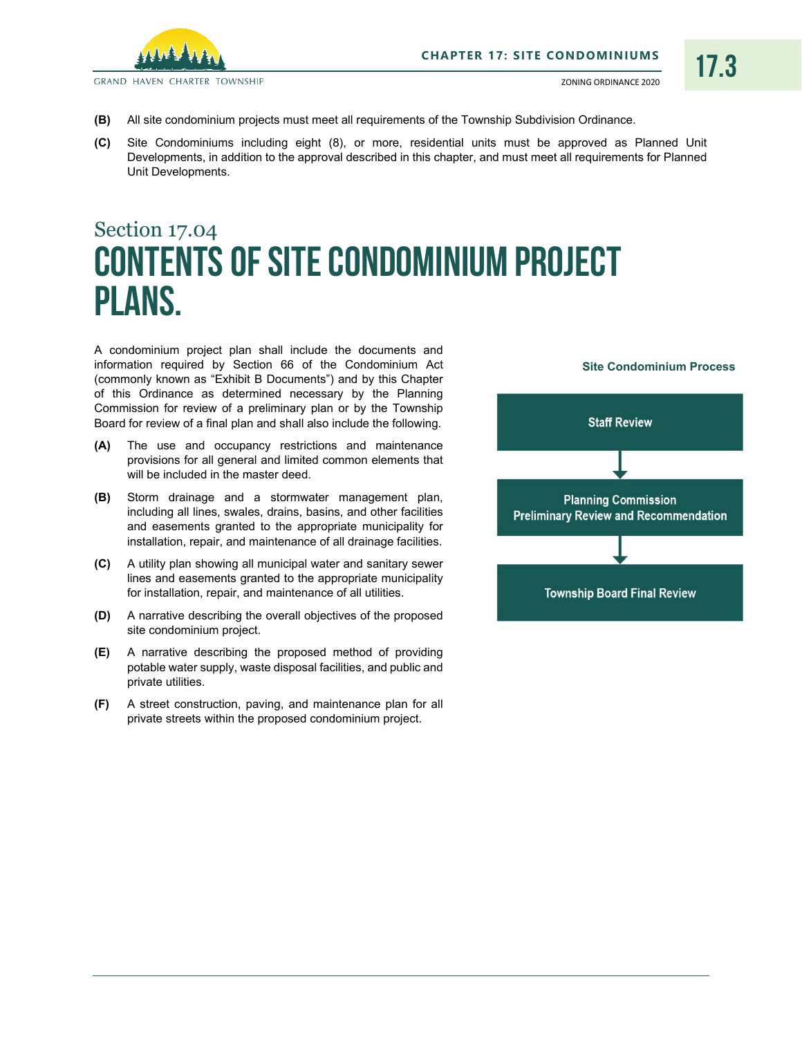**(B)** All site condominium projects must meet all requirements of the Township Subdivision Ordinance.

**(C)** Site Condominiums including eight (8), or more, residential units must be approved as Planned Unit Developments, in addition to the approval described in this chapter, and must meet all requirements for Planned Unit Developments.

## Section 17.04
# CONTENTS OF SITE CONDOMINIUM PROJECT PLANS.

A condominium project plan shall include the documents and information required by Section 66 of the Condominium Act (commonly known as "Exhibit B Documents") and by this Chapter of this Ordinance as determined necessary by the Planning Commission for review of a preliminary plan or by the Township Board for review of a final plan and shall also include the following.

**(A)** The use and occupancy restrictions and maintenance provisions for all general and limited common elements that will be included in the master deed.

**(B)** Storm drainage and a stormwater management plan, including all lines, swales, drains, basins, and other facilities and easements granted to the appropriate municipality for installation, repair, and maintenance of all drainage facilities.

**(C)** A utility plan showing all municipal water and sanitary sewer lines and easements granted to the appropriate municipality for installation, repair, and maintenance of all utilities.

**(D)** A narrative describing the overall objectives of the proposed site condominium project.

**(E)** A narrative describing the proposed method of providing potable water supply, waste disposal facilities, and public and private utilities.

**(F)** A street construction, paving, and maintenance plan for all private streets within the proposed condominium project.

**Site Condominium Process**

Staff Review
↓
Planning Commission Preliminary Review and Recommendation
↓
Township Board Final Review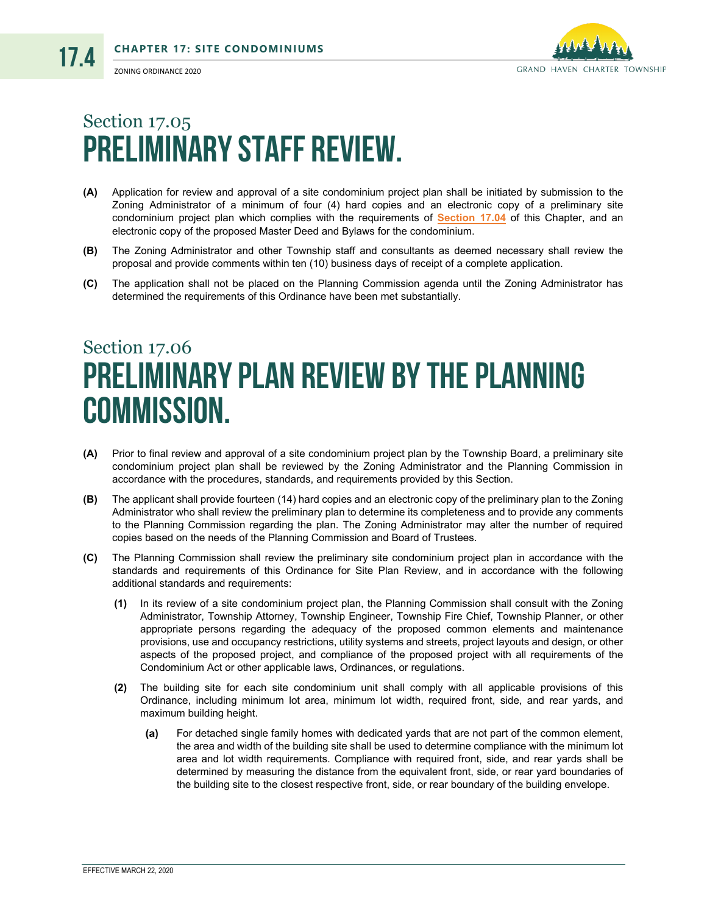# Section 17.05 PRELIMINARY STAFF REVIEW.

**(A)** Application for review and approval of a site condominium project plan shall be initiated by submission to the Zoning Administrator of a minimum of four (4) hard copies and an electronic copy of a preliminary site condominium project plan which complies with the requirements of **Section 17.04** of this Chapter, and an electronic copy of the proposed Master Deed and Bylaws for the condominium.

**(B)** The Zoning Administrator and other Township staff and consultants as deemed necessary shall review the proposal and provide comments within ten (10) business days of receipt of a complete application.

**(C)** The application shall not be placed on the Planning Commission agenda until the Zoning Administrator has determined the requirements of this Ordinance have been met substantially.

# Section 17.06 PRELIMINARY PLAN REVIEW BY THE PLANNING COMMISSION.

**(A)** Prior to final review and approval of a site condominium project plan by the Township Board, a preliminary site condominium project plan shall be reviewed by the Zoning Administrator and the Planning Commission in accordance with the procedures, standards, and requirements provided by this Section.

**(B)** The applicant shall provide fourteen (14) hard copies and an electronic copy of the preliminary plan to the Zoning Administrator who shall review the preliminary plan to determine its completeness and to provide any comments to the Planning Commission regarding the plan. The Zoning Administrator may alter the number of required copies based on the needs of the Planning Commission and Board of Trustees.

**(C)** The Planning Commission shall review the preliminary site condominium project plan in accordance with the standards and requirements of this Ordinance for Site Plan Review, and in accordance with the following additional standards and requirements:

- **(1)** In its review of a site condominium project plan, the Planning Commission shall consult with the Zoning Administrator, Township Attorney, Township Engineer, Township Fire Chief, Township Planner, or other appropriate persons regarding the adequacy of the proposed common elements and maintenance provisions, use and occupancy restrictions, utility systems and streets, project layouts and design, or other aspects of the proposed project, and compliance of the proposed project with all requirements of the Condominium Act or other applicable laws, Ordinances, or regulations.

- **(2)** The building site for each site condominium unit shall comply with all applicable provisions of this Ordinance, including minimum lot area, minimum lot width, required front, side, and rear yards, and maximum building height.

  - **(a)** For detached single family homes with dedicated yards that are not part of the common element, the area and width of the building site shall be used to determine compliance with the minimum lot area and lot width requirements. Compliance with required front, side, and rear yards shall be determined by measuring the distance from the equivalent front, side, or rear yard boundaries of the building site to the closest respective front, side, or rear boundary of the building envelope.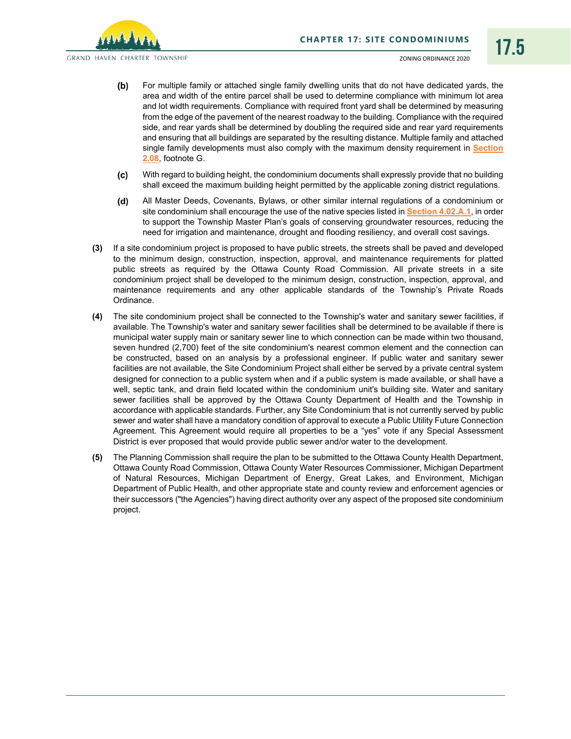**(b)** For multiple family or attached single family dwelling units that do not have dedicated yards, the area and width of the entire parcel shall be used to determine compliance with minimum lot area and lot width requirements. Compliance with required front yard shall be determined by measuring from the edge of the pavement of the nearest roadway to the building. Compliance with the required side, and rear yards shall be determined by doubling the required side and rear yard requirements and ensuring that all buildings are separated by the resulting distance. Multiple family and attached single family developments must also comply with the maximum density requirement in Section 2.08, footnote G.

**(c)** With regard to building height, the condominium documents shall expressly provide that no building shall exceed the maximum building height permitted by the applicable zoning district regulations.

**(d)** All Master Deeds, Covenants, Bylaws, or other similar internal regulations of a condominium or site condominium shall encourage the use of the native species listed in Section 4.02.A.1, in order to support the Township Master Plan's goals of conserving groundwater resources, reducing the need for irrigation and maintenance, drought and flooding resiliency, and overall cost savings.

**(3)** If a site condominium project is proposed to have public streets, the streets shall be paved and developed to the minimum design, construction, inspection, approval, and maintenance requirements for platted public streets as required by the Ottawa County Road Commission. All private streets in a site condominium project shall be developed to the minimum design, construction, inspection, approval, and maintenance requirements and any other applicable standards of the Township's Private Roads Ordinance.

**(4)** The site condominium project shall be connected to the Township's water and sanitary sewer facilities, if available. The Township's water and sanitary sewer facilities shall be determined to be available if there is municipal water supply main or sanitary sewer line to which connection can be made within two thousand, seven hundred (2,700) feet of the site condominium's nearest common element and the connection can be constructed, based on an analysis by a professional engineer. If public water and sanitary sewer facilities are not available, the Site Condominium Project shall either be served by a private central system designed for connection to a public system when and if a public system is made available, or shall have a well, septic tank, and drain field located within the condominium unit's building site. Water and sanitary sewer facilities shall be approved by the Ottawa County Department of Health and the Township in accordance with applicable standards. Further, any Site Condominium that is not currently served by public sewer and water shall have a mandatory condition of approval to execute a Public Utility Future Connection Agreement. This Agreement would require all properties to be a "yes" vote if any Special Assessment District is ever proposed that would provide public sewer and/or water to the development.

**(5)** The Planning Commission shall require the plan to be submitted to the Ottawa County Health Department, Ottawa County Road Commission, Ottawa County Water Resources Commissioner, Michigan Department of Natural Resources, Michigan Department of Energy, Great Lakes, and Environment, Michigan Department of Public Health, and other appropriate state and county review and enforcement agencies or their successors ("the Agencies") having direct authority over any aspect of the proposed site condominium project.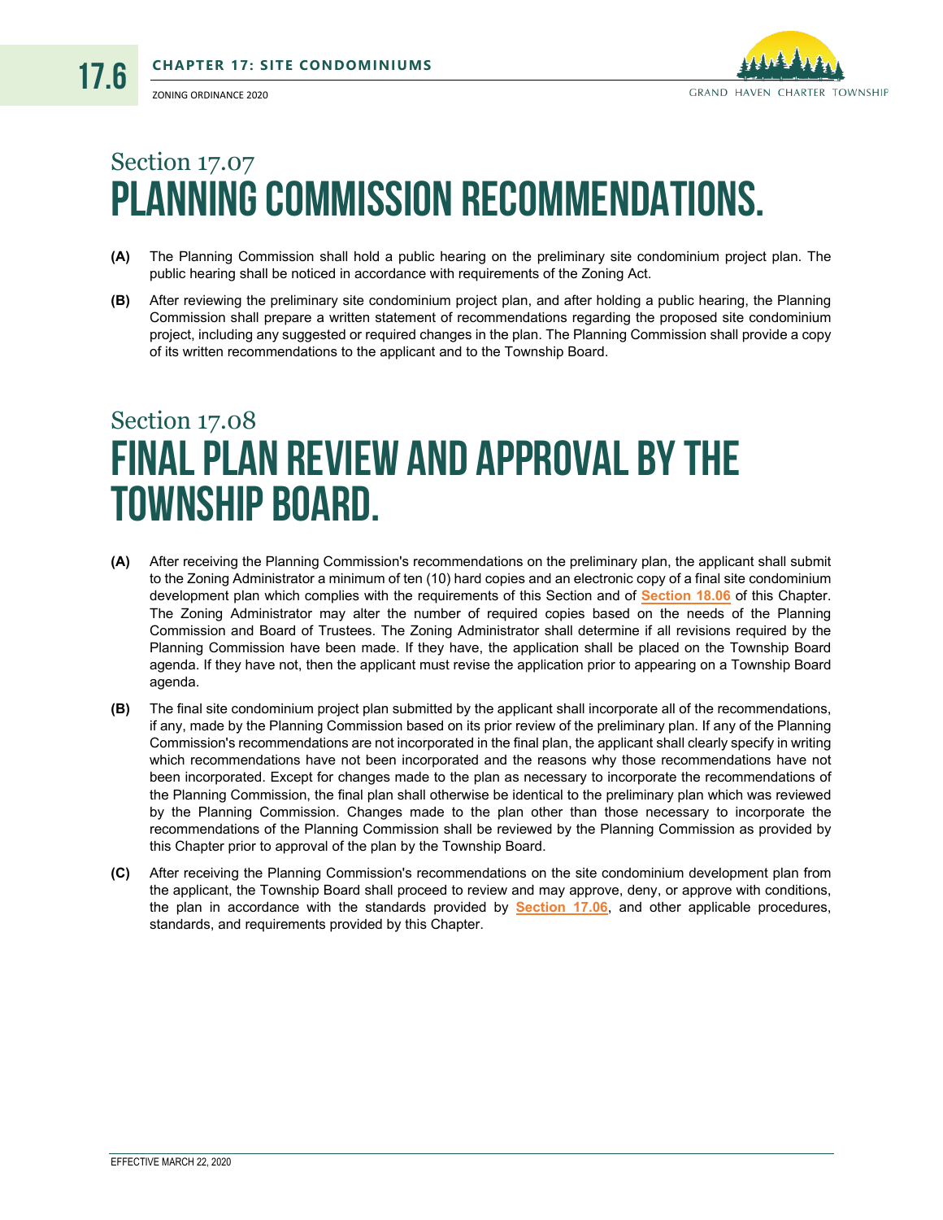## Section 17.07
# PLANNING COMMISSION RECOMMENDATIONS.

**(A)** The Planning Commission shall hold a public hearing on the preliminary site condominium project plan. The public hearing shall be noticed in accordance with requirements of the Zoning Act.

**(B)** After reviewing the preliminary site condominium project plan, and after holding a public hearing, the Planning Commission shall prepare a written statement of recommendations regarding the proposed site condominium project, including any suggested or required changes in the plan. The Planning Commission shall provide a copy of its written recommendations to the applicant and to the Township Board.

## Section 17.08
# FINAL PLAN REVIEW AND APPROVAL BY THE TOWNSHIP BOARD.

**(A)** After receiving the Planning Commission's recommendations on the preliminary plan, the applicant shall submit to the Zoning Administrator a minimum of ten (10) hard copies and an electronic copy of a final site condominium development plan which complies with the requirements of this Section and of **Section 18.06** of this Chapter. The Zoning Administrator may alter the number of required copies based on the needs of the Planning Commission and Board of Trustees. The Zoning Administrator shall determine if all revisions required by the Planning Commission have been made. If they have, the application shall be placed on the Township Board agenda. If they have not, then the applicant must revise the application prior to appearing on a Township Board agenda.

**(B)** The final site condominium project plan submitted by the applicant shall incorporate all of the recommendations, if any, made by the Planning Commission based on its prior review of the preliminary plan. If any of the Planning Commission's recommendations are not incorporated in the final plan, the applicant shall clearly specify in writing which recommendations have not been incorporated and the reasons why those recommendations have not been incorporated. Except for changes made to the plan as necessary to incorporate the recommendations of the Planning Commission, the final plan shall otherwise be identical to the preliminary plan which was reviewed by the Planning Commission. Changes made to the plan other than those necessary to incorporate the recommendations of the Planning Commission shall be reviewed by the Planning Commission as provided by this Chapter prior to approval of the plan by the Township Board.

**(C)** After receiving the Planning Commission's recommendations on the site condominium development plan from the applicant, the Township Board shall proceed to review and may approve, deny, or approve with conditions, the plan in accordance with the standards provided by **Section 17.06**, and other applicable procedures, standards, and requirements provided by this Chapter.